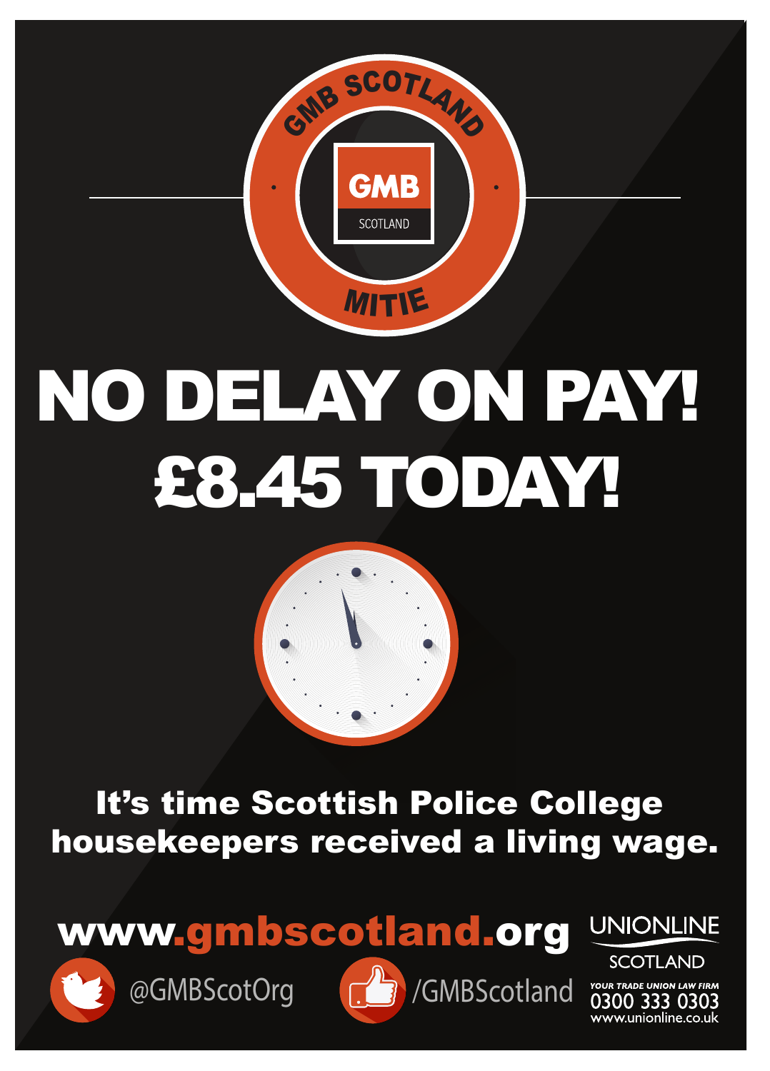GMB SCOTLAND

GMB SCOTLAND

MITIE

# NO DELAY ON PAY!
# £8.45 TODAY!

**It's time Scottish Police College housekeepers received a living wage.**

**www.gmbscotland.org**

@GMBScotOrg

/GMBScotland

UNIONLINE SCOTLAND

*YOUR TRADE UNION LAW FIRM*

0300 333 0303

www.unionline.co.uk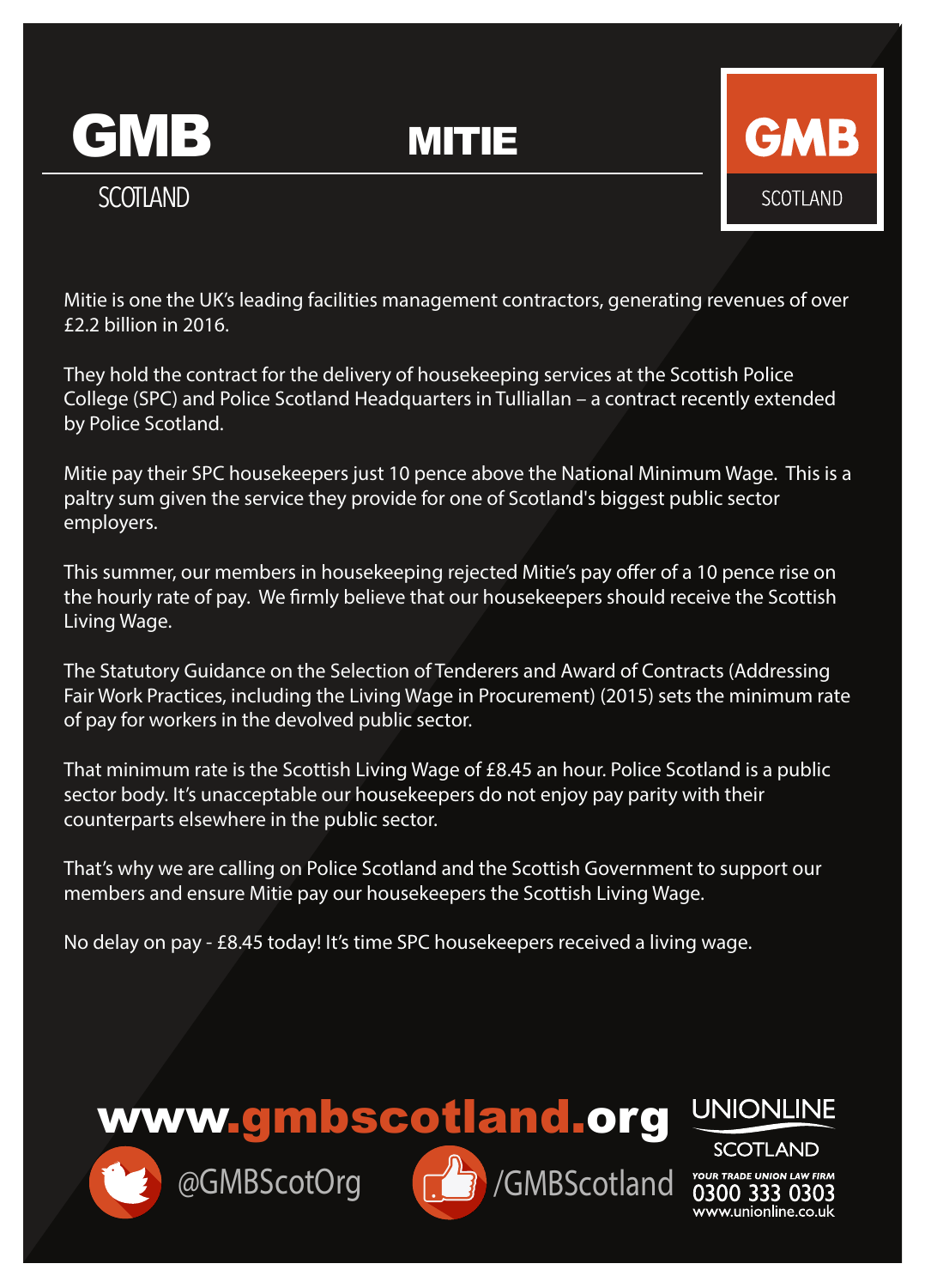# GMB SCOTLAND

# MITIE

Mitie is one the UK's leading facilities management contractors, generating revenues of over £2.2 billion in 2016.

They hold the contract for the delivery of housekeeping services at the Scottish Police College (SPC) and Police Scotland Headquarters in Tulliallan – a contract recently extended by Police Scotland.

Mitie pay their SPC housekeepers just 10 pence above the National Minimum Wage. This is a paltry sum given the service they provide for one of Scotland's biggest public sector employers.

This summer, our members in housekeeping rejected Mitie's pay offer of a 10 pence rise on the hourly rate of pay. We firmly believe that our housekeepers should receive the Scottish Living Wage.

The Statutory Guidance on the Selection of Tenderers and Award of Contracts (Addressing Fair Work Practices, including the Living Wage in Procurement) (2015) sets the minimum rate of pay for workers in the devolved public sector.

That minimum rate is the Scottish Living Wage of £8.45 an hour. Police Scotland is a public sector body. It's unacceptable our housekeepers do not enjoy pay parity with their counterparts elsewhere in the public sector.

That's why we are calling on Police Scotland and the Scottish Government to support our members and ensure Mitie pay our housekeepers the Scottish Living Wage.

No delay on pay - £8.45 today! It's time SPC housekeepers received a living wage.

www.gmbscotland.org

@GMBScotOrg

/GMBScotland

UNIONLINE SCOTLAND
YOUR TRADE UNION LAW FIRM
0300 333 0303
www.unionline.co.uk